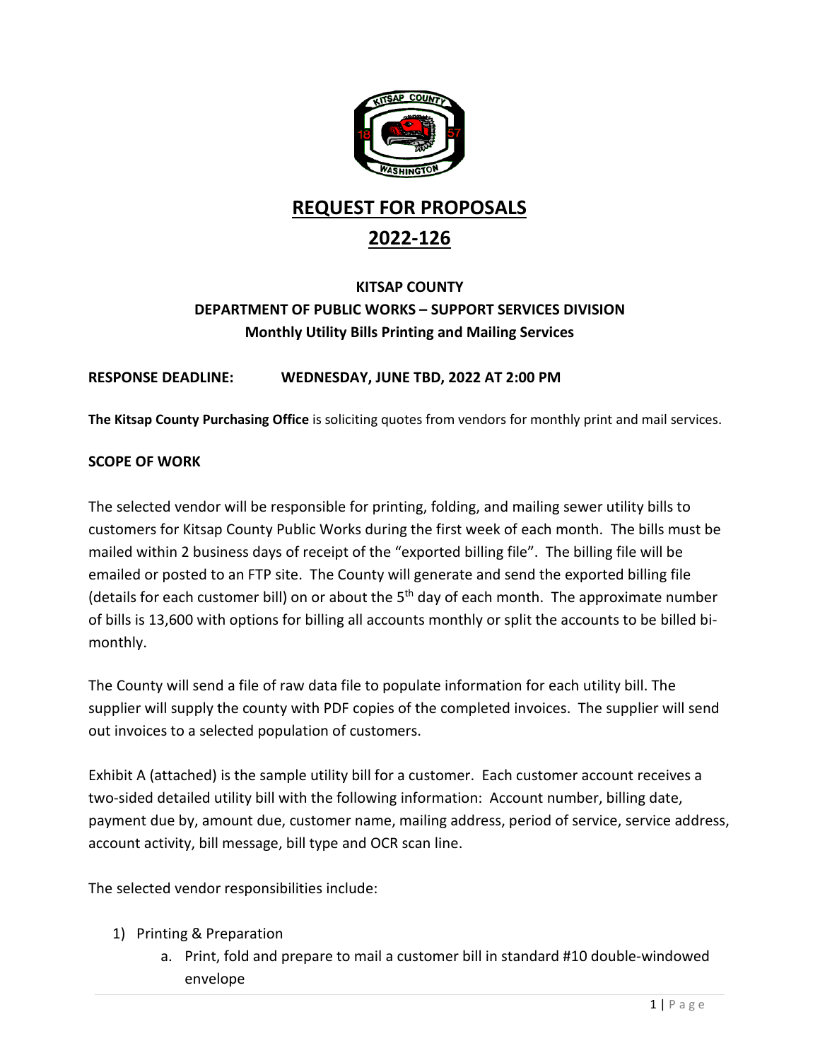# REQUEST FOR PROPOSALS

# 2022-126

### KITSAP COUNTY
### DEPARTMENT OF PUBLIC WORKS – SUPPORT SERVICES DIVISION
### Monthly Utility Bills Printing and Mailing Services

**RESPONSE DEADLINE: WEDNESDAY, JUNE TBD, 2022 AT 2:00 PM**

**The Kitsap County Purchasing Office** is soliciting quotes from vendors for monthly print and mail services.

**SCOPE OF WORK**

The selected vendor will be responsible for printing, folding, and mailing sewer utility bills to customers for Kitsap County Public Works during the first week of each month. The bills must be mailed within 2 business days of receipt of the "exported billing file". The billing file will be emailed or posted to an FTP site. The County will generate and send the exported billing file (details for each customer bill) on or about the 5th day of each month. The approximate number of bills is 13,600 with options for billing all accounts monthly or split the accounts to be billed bi-monthly.

The County will send a file of raw data file to populate information for each utility bill. The supplier will supply the county with PDF copies of the completed invoices. The supplier will send out invoices to a selected population of customers.

Exhibit A (attached) is the sample utility bill for a customer. Each customer account receives a two-sided detailed utility bill with the following information: Account number, billing date, payment due by, amount due, customer name, mailing address, period of service, service address, account activity, bill message, bill type and OCR scan line.

The selected vendor responsibilities include:

1) Printing & Preparation
   a. Print, fold and prepare to mail a customer bill in standard #10 double-windowed envelope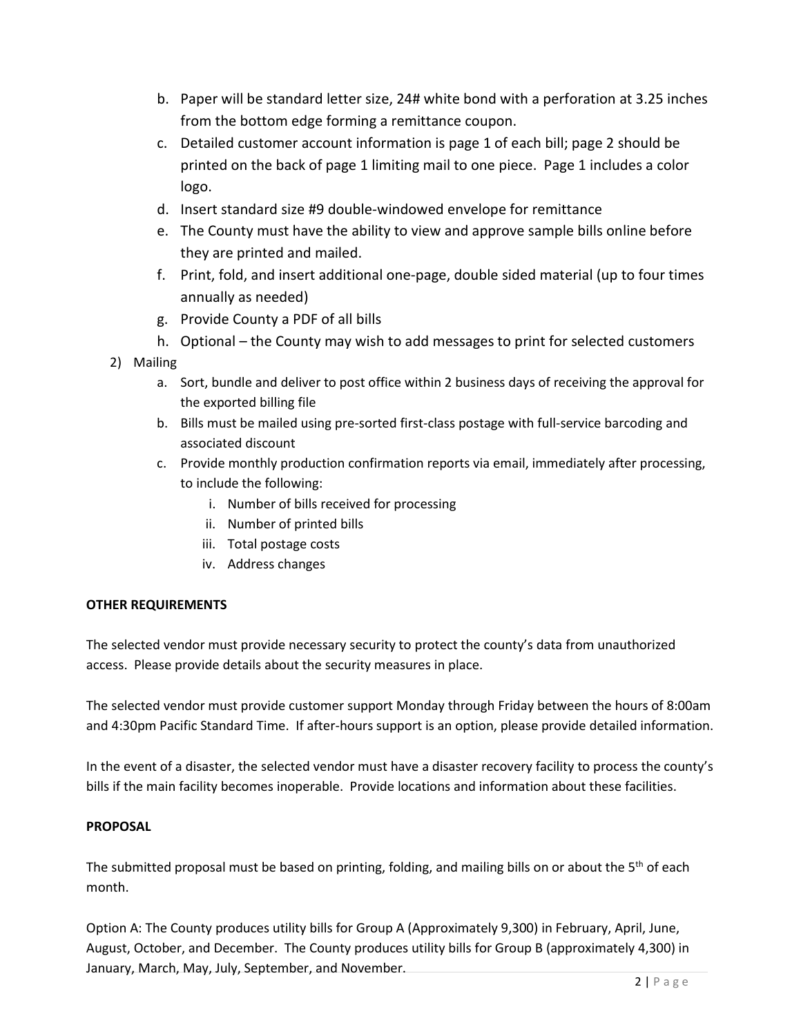b. Paper will be standard letter size, 24# white bond with a perforation at 3.25 inches from the bottom edge forming a remittance coupon.
c. Detailed customer account information is page 1 of each bill; page 2 should be printed on the back of page 1 limiting mail to one piece. Page 1 includes a color logo.
d. Insert standard size #9 double-windowed envelope for remittance
e. The County must have the ability to view and approve sample bills online before they are printed and mailed.
f. Print, fold, and insert additional one-page, double sided material (up to four times annually as needed)
g. Provide County a PDF of all bills
h. Optional – the County may wish to add messages to print for selected customers

2) Mailing
   a. Sort, bundle and deliver to post office within 2 business days of receiving the approval for the exported billing file
   b. Bills must be mailed using pre-sorted first-class postage with full-service barcoding and associated discount
   c. Provide monthly production confirmation reports via email, immediately after processing, to include the following:
      i. Number of bills received for processing
      ii. Number of printed bills
      iii. Total postage costs
      iv. Address changes

**OTHER REQUIREMENTS**

The selected vendor must provide necessary security to protect the county's data from unauthorized access. Please provide details about the security measures in place.

The selected vendor must provide customer support Monday through Friday between the hours of 8:00am and 4:30pm Pacific Standard Time. If after-hours support is an option, please provide detailed information.

In the event of a disaster, the selected vendor must have a disaster recovery facility to process the county's bills if the main facility becomes inoperable. Provide locations and information about these facilities.

**PROPOSAL**

The submitted proposal must be based on printing, folding, and mailing bills on or about the 5th of each month.

Option A: The County produces utility bills for Group A (Approximately 9,300) in February, April, June, August, October, and December. The County produces utility bills for Group B (approximately 4,300) in January, March, May, July, September, and November.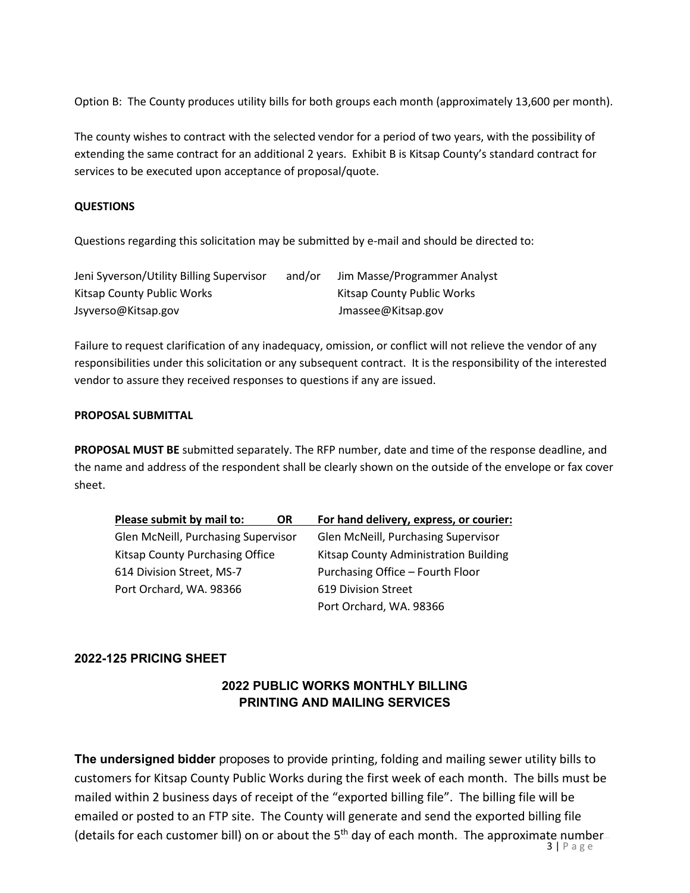Option B: The County produces utility bills for both groups each month (approximately 13,600 per month).

The county wishes to contract with the selected vendor for a period of two years, with the possibility of extending the same contract for an additional 2 years. Exhibit B is Kitsap County's standard contract for services to be executed upon acceptance of proposal/quote.

**QUESTIONS**

Questions regarding this solicitation may be submitted by e-mail and should be directed to:

| Jeni Syverson/Utility Billing Supervisor | and/or | Jim Masse/Programmer Analyst |
|---|---|---|
| Kitsap County Public Works | | Kitsap County Public Works |
| Jsyverso@Kitsap.gov | | Jmassee@Kitsap.gov |

Failure to request clarification of any inadequacy, omission, or conflict will not relieve the vendor of any responsibilities under this solicitation or any subsequent contract. It is the responsibility of the interested vendor to assure they received responses to questions if any are issued.

**PROPOSAL SUBMITTAL**

**PROPOSAL MUST BE** submitted separately. The RFP number, date and time of the response deadline, and the name and address of the respondent shall be clearly shown on the outside of the envelope or fax cover sheet.

| Please submit by mail to: OR | For hand delivery, express, or courier: |
|---|---|
| Glen McNeill, Purchasing Supervisor | Glen McNeill, Purchasing Supervisor |
| Kitsap County Purchasing Office | Kitsap County Administration Building |
| 614 Division Street, MS-7 | Purchasing Office – Fourth Floor |
| Port Orchard, WA. 98366 | 619 Division Street |
| | Port Orchard, WA. 98366 |

## 2022-125 PRICING SHEET

### 2022 PUBLIC WORKS MONTHLY BILLING PRINTING AND MAILING SERVICES

**The undersigned bidder** proposes to provide printing, folding and mailing sewer utility bills to customers for Kitsap County Public Works during the first week of each month. The bills must be mailed within 2 business days of receipt of the "exported billing file". The billing file will be emailed or posted to an FTP site. The County will generate and send the exported billing file (details for each customer bill) on or about the 5th day of each month. The approximate number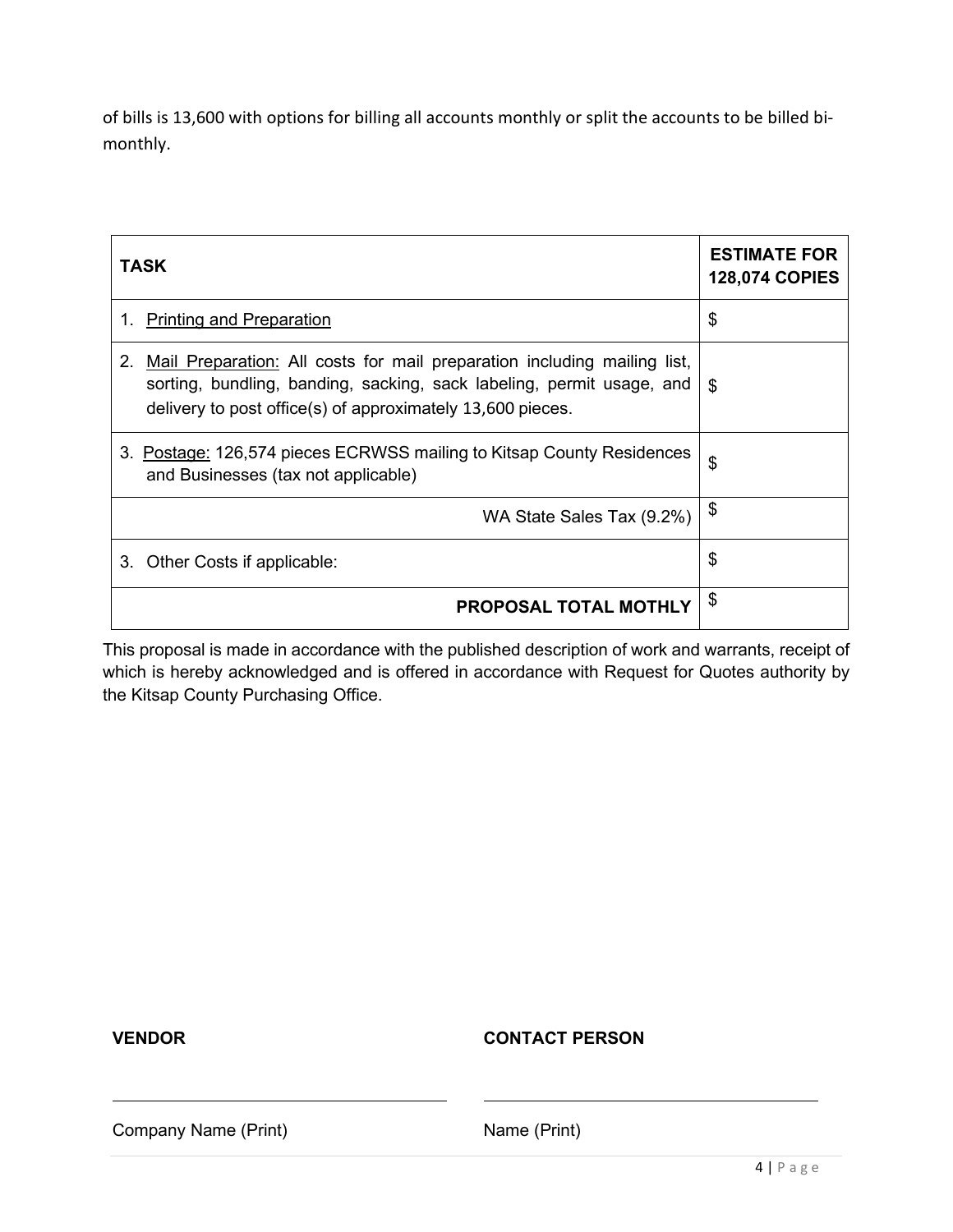of bills is 13,600 with options for billing all accounts monthly or split the accounts to be billed bi-monthly.

| TASK | ESTIMATE FOR 128,074 COPIES |
|---|---|
| 1. Printing and Preparation | $ |
| 2. Mail Preparation: All costs for mail preparation including mailing list, sorting, bundling, banding, sacking, sack labeling, permit usage, and delivery to post office(s) of approximately 13,600 pieces. | $ |
| 3. Postage: 126,574 pieces ECRWSS mailing to Kitsap County Residences and Businesses (tax not applicable) | $ |
| WA State Sales Tax (9.2%) | $ |
| 3. Other Costs if applicable: | $ |
| **PROPOSAL TOTAL MOTHLY** | $ |

This proposal is made in accordance with the published description of work and warrants, receipt of which is hereby acknowledged and is offered in accordance with Request for Quotes authority by the Kitsap County Purchasing Office.

| **VENDOR** | **CONTACT PERSON** |
|---|---|
| ______________________________ | ______________________________ |
| Company Name (Print) | Name (Print) |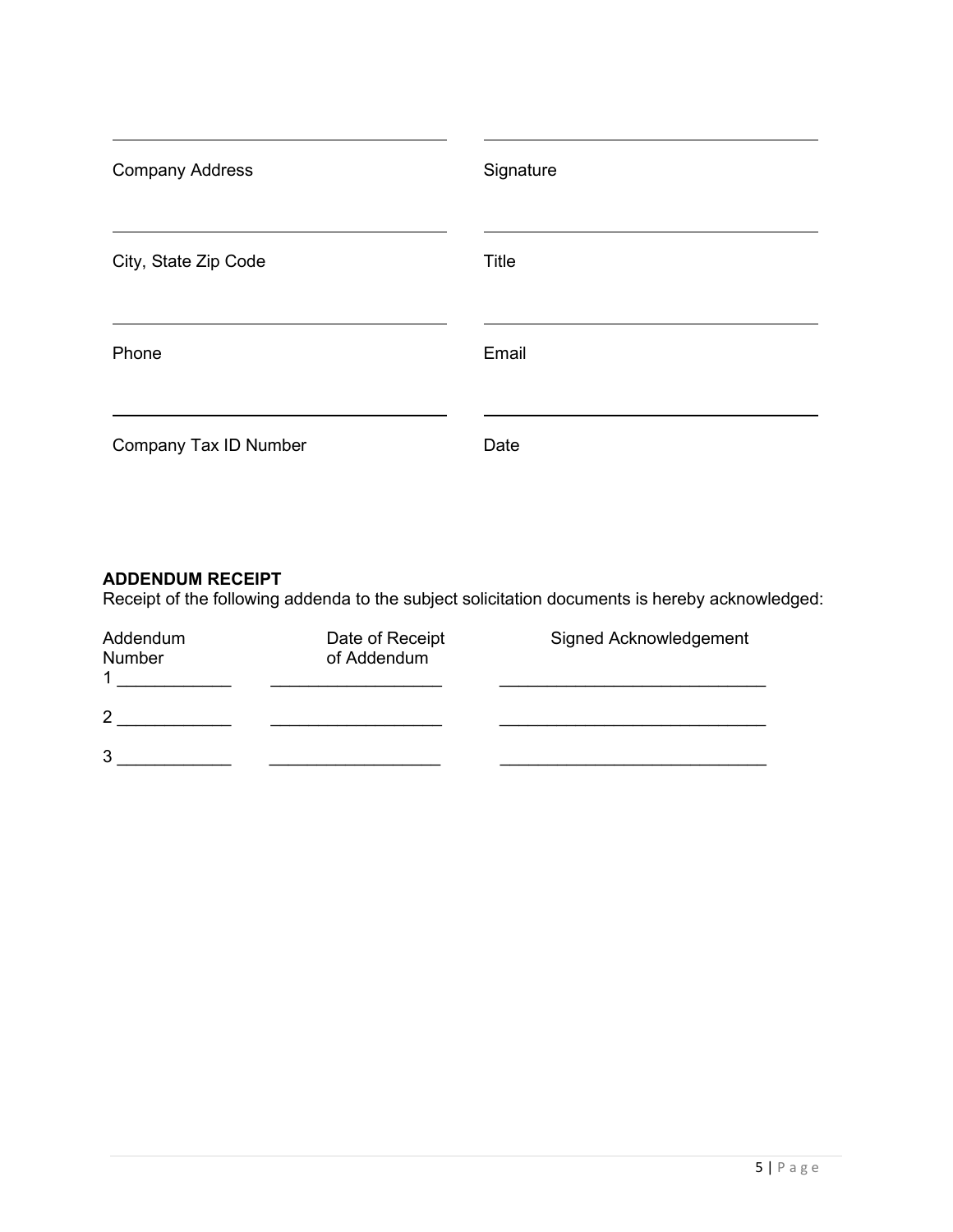| | |
|---|---|
| _______________________________ | _______________________________ |
| Company Address | Signature |
| _______________________________ | _______________________________ |
| City, State Zip Code | Title |
| _______________________________ | _______________________________ |
| Phone | Email |
| _______________________________ | _______________________________ |
| Company Tax ID Number | Date |

**ADDENDUM RECEIPT**

Receipt of the following addenda to the subject solicitation documents is hereby acknowledged:

| Addendum Number | Date of Receipt of Addendum | Signed Acknowledgement |
|---|---|---|
| 1 ____________ | __________________ | ____________________________ |
| 2 ____________ | __________________ | ____________________________ |
| 3 ____________ | __________________ | ____________________________ |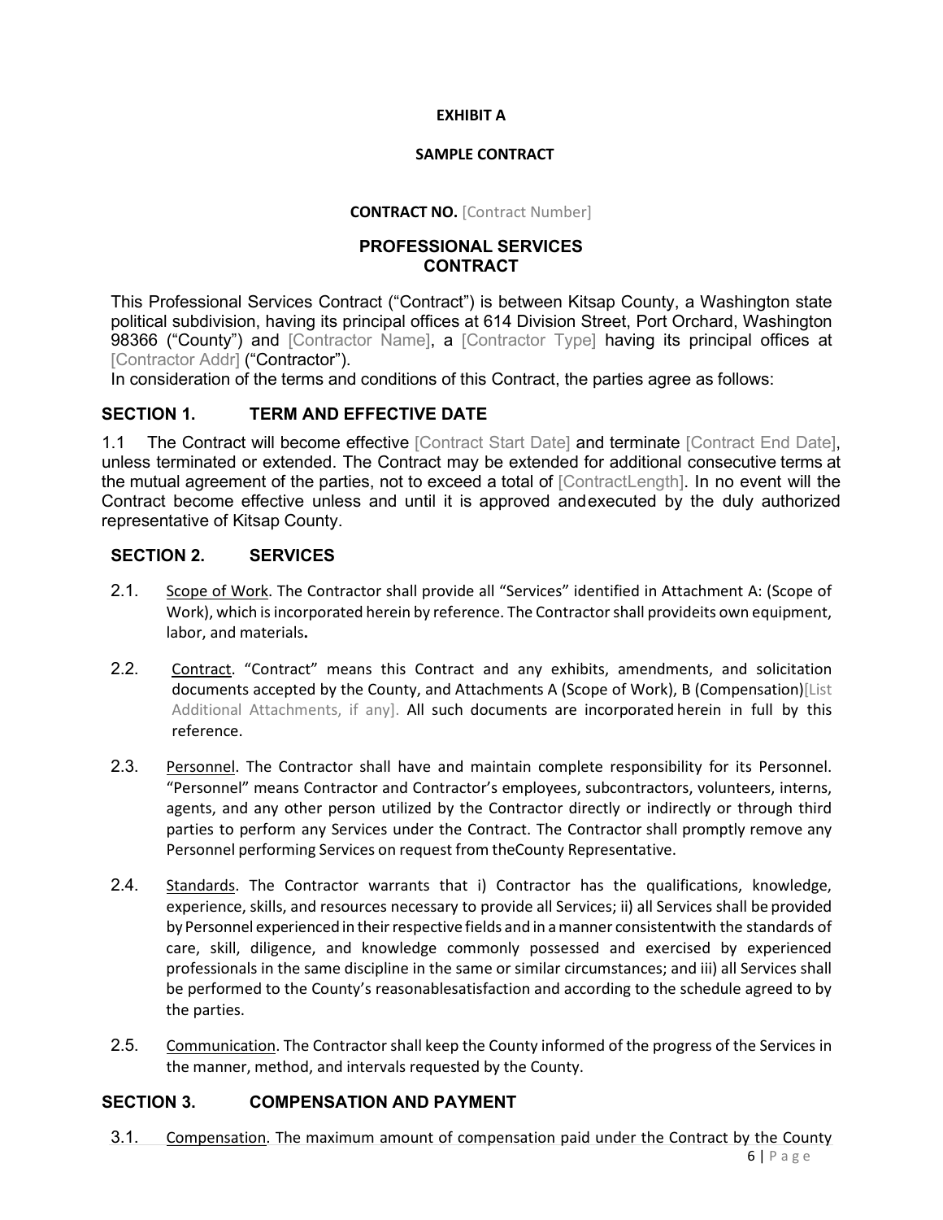**EXHIBIT A**

**SAMPLE CONTRACT**

**CONTRACT NO.** [Contract Number]

## PROFESSIONAL SERVICES CONTRACT

This Professional Services Contract ("Contract") is between Kitsap County, a Washington state political subdivision, having its principal offices at 614 Division Street, Port Orchard, Washington 98366 ("County") and [Contractor Name], a [Contractor Type] having its principal offices at [Contractor Addr] ("Contractor").

In consideration of the terms and conditions of this Contract, the parties agree as follows:

## SECTION 1. TERM AND EFFECTIVE DATE

1.1 The Contract will become effective [Contract Start Date] and terminate [Contract End Date], unless terminated or extended. The Contract may be extended for additional consecutive terms at the mutual agreement of the parties, not to exceed a total of [ContractLength]. In no event will the Contract become effective unless and until it is approved and executed by the duly authorized representative of Kitsap County.

## SECTION 2. SERVICES

2.1. Scope of Work. The Contractor shall provide all "Services" identified in Attachment A: (Scope of Work), which is incorporated herein by reference. The Contractor shall provide its own equipment, labor, and materials**.**

2.2. Contract. "Contract" means this Contract and any exhibits, amendments, and solicitation documents accepted by the County, and Attachments A (Scope of Work), B (Compensation)[List Additional Attachments, if any]. All such documents are incorporated herein in full by this reference.

2.3. Personnel. The Contractor shall have and maintain complete responsibility for its Personnel. "Personnel" means Contractor and Contractor's employees, subcontractors, volunteers, interns, agents, and any other person utilized by the Contractor directly or indirectly or through third parties to perform any Services under the Contract. The Contractor shall promptly remove any Personnel performing Services on request from the County Representative.

2.4. Standards. The Contractor warrants that i) Contractor has the qualifications, knowledge, experience, skills, and resources necessary to provide all Services; ii) all Services shall be provided by Personnel experienced in their respective fields and in a manner consistent with the standards of care, skill, diligence, and knowledge commonly possessed and exercised by experienced professionals in the same discipline in the same or similar circumstances; and iii) all Services shall be performed to the County's reasonable satisfaction and according to the schedule agreed to by the parties.

2.5. Communication. The Contractor shall keep the County informed of the progress of the Services in the manner, method, and intervals requested by the County.

## SECTION 3. COMPENSATION AND PAYMENT

3.1. Compensation. The maximum amount of compensation paid under the Contract by the County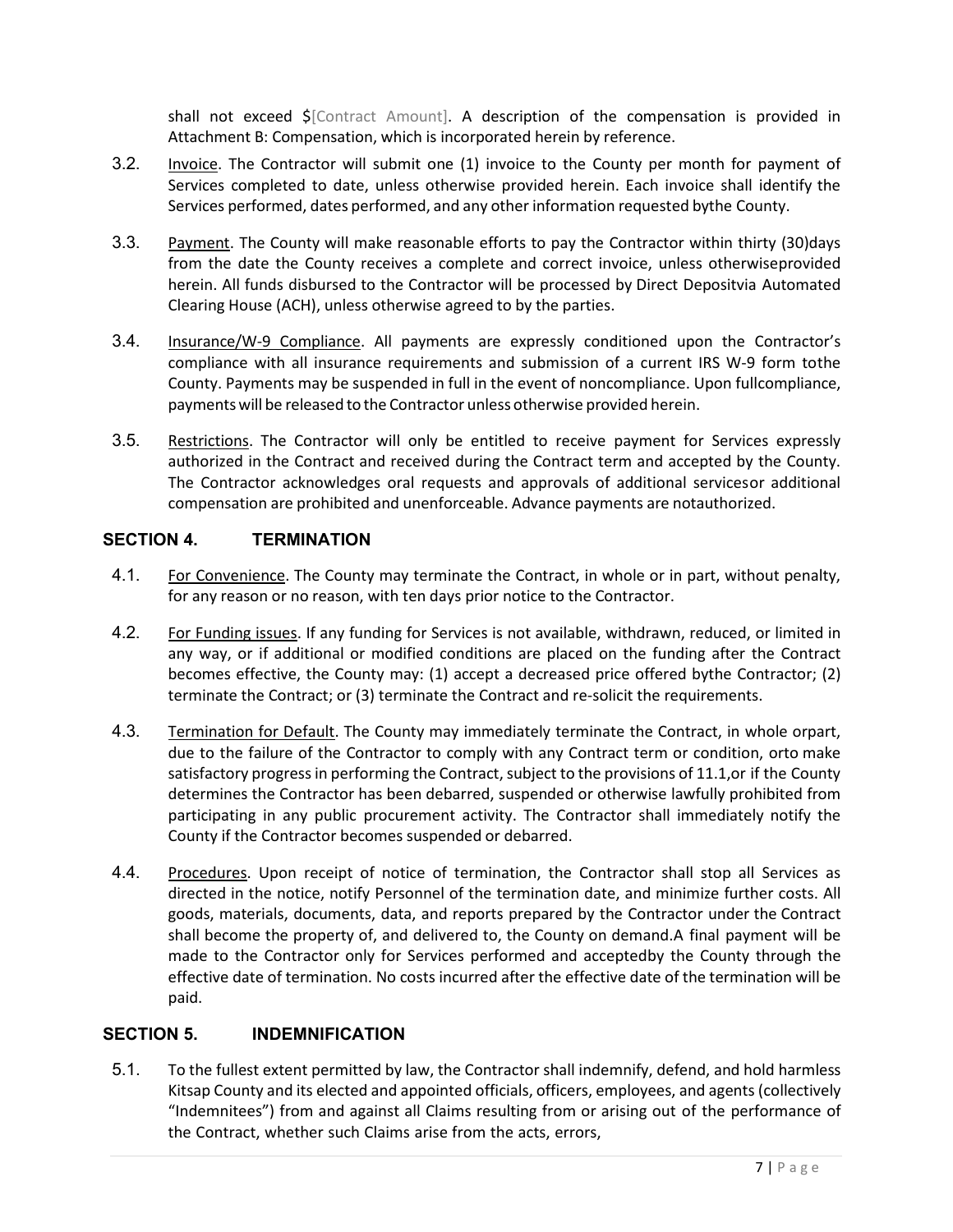shall not exceed $[Contract Amount]. A description of the compensation is provided in Attachment B: Compensation, which is incorporated herein by reference.

3.2. Invoice. The Contractor will submit one (1) invoice to the County per month for payment of Services completed to date, unless otherwise provided herein. Each invoice shall identify the Services performed, dates performed, and any other information requested bythe County.

3.3. Payment. The County will make reasonable efforts to pay the Contractor within thirty (30)days from the date the County receives a complete and correct invoice, unless otherwiseprovided herein. All funds disbursed to the Contractor will be processed by Direct Depositvia Automated Clearing House (ACH), unless otherwise agreed to by the parties.

3.4. Insurance/W-9 Compliance. All payments are expressly conditioned upon the Contractor's compliance with all insurance requirements and submission of a current IRS W-9 form tothe County. Payments may be suspended in full in the event of noncompliance. Upon fullcompliance, payments will be released to the Contractor unless otherwise provided herein.

3.5. Restrictions. The Contractor will only be entitled to receive payment for Services expressly authorized in the Contract and received during the Contract term and accepted by the County. The Contractor acknowledges oral requests and approvals of additional servicesor additional compensation are prohibited and unenforceable. Advance payments are notauthorized.

## SECTION 4. TERMINATION

4.1. For Convenience. The County may terminate the Contract, in whole or in part, without penalty, for any reason or no reason, with ten days prior notice to the Contractor.

4.2. For Funding issues. If any funding for Services is not available, withdrawn, reduced, or limited in any way, or if additional or modified conditions are placed on the funding after the Contract becomes effective, the County may: (1) accept a decreased price offered bythe Contractor; (2) terminate the Contract; or (3) terminate the Contract and re-solicit the requirements.

4.3. Termination for Default. The County may immediately terminate the Contract, in whole orpart, due to the failure of the Contractor to comply with any Contract term or condition, orto make satisfactory progress in performing the Contract, subject to the provisions of 11.1,or if the County determines the Contractor has been debarred, suspended or otherwise lawfully prohibited from participating in any public procurement activity. The Contractor shall immediately notify the County if the Contractor becomes suspended or debarred.

4.4. Procedures. Upon receipt of notice of termination, the Contractor shall stop all Services as directed in the notice, notify Personnel of the termination date, and minimize further costs. All goods, materials, documents, data, and reports prepared by the Contractor under the Contract shall become the property of, and delivered to, the County on demand.A final payment will be made to the Contractor only for Services performed and acceptedby the County through the effective date of termination. No costs incurred after the effective date of the termination will be paid.

## SECTION 5. INDEMNIFICATION

5.1. To the fullest extent permitted by law, the Contractor shall indemnify, defend, and hold harmless Kitsap County and its elected and appointed officials, officers, employees, and agents (collectively "Indemnitees") from and against all Claims resulting from or arising out of the performance of the Contract, whether such Claims arise from the acts, errors,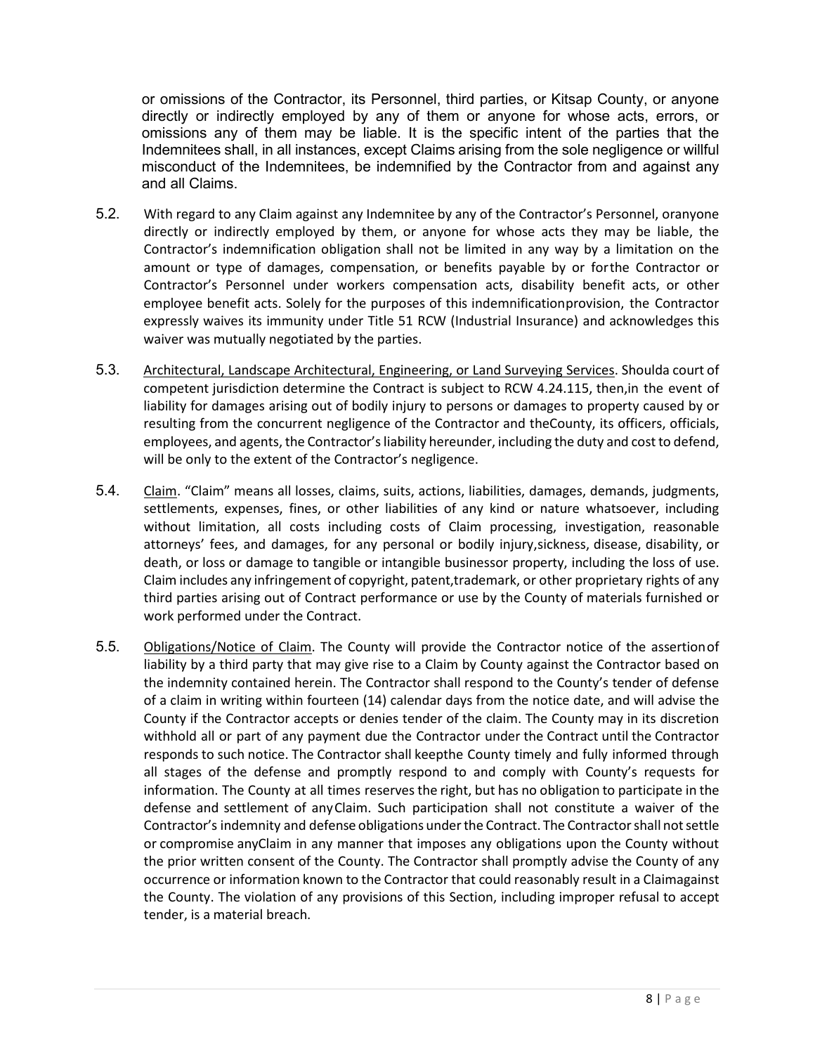or omissions of the Contractor, its Personnel, third parties, or Kitsap County, or anyone directly or indirectly employed by any of them or anyone for whose acts, errors, or omissions any of them may be liable. It is the specific intent of the parties that the Indemnitees shall, in all instances, except Claims arising from the sole negligence or willful misconduct of the Indemnitees, be indemnified by the Contractor from and against any and all Claims.

5.2. With regard to any Claim against any Indemnitee by any of the Contractor's Personnel, oranyone directly or indirectly employed by them, or anyone for whose acts they may be liable, the Contractor's indemnification obligation shall not be limited in any way by a limitation on the amount or type of damages, compensation, or benefits payable by or forthe Contractor or Contractor's Personnel under workers compensation acts, disability benefit acts, or other employee benefit acts. Solely for the purposes of this indemnificationprovision, the Contractor expressly waives its immunity under Title 51 RCW (Industrial Insurance) and acknowledges this waiver was mutually negotiated by the parties.

5.3. Architectural, Landscape Architectural, Engineering, or Land Surveying Services. Shoulda court of competent jurisdiction determine the Contract is subject to RCW 4.24.115, then,in the event of liability for damages arising out of bodily injury to persons or damages to property caused by or resulting from the concurrent negligence of the Contractor and theCounty, its officers, officials, employees, and agents, the Contractor's liability hereunder, including the duty and cost to defend, will be only to the extent of the Contractor's negligence.

5.4. Claim. "Claim" means all losses, claims, suits, actions, liabilities, damages, demands, judgments, settlements, expenses, fines, or other liabilities of any kind or nature whatsoever, including without limitation, all costs including costs of Claim processing, investigation, reasonable attorneys' fees, and damages, for any personal or bodily injury,sickness, disease, disability, or death, or loss or damage to tangible or intangible businessor property, including the loss of use. Claim includes any infringement of copyright, patent,trademark, or other proprietary rights of any third parties arising out of Contract performance or use by the County of materials furnished or work performed under the Contract.

5.5. Obligations/Notice of Claim. The County will provide the Contractor notice of the assertionof liability by a third party that may give rise to a Claim by County against the Contractor based on the indemnity contained herein. The Contractor shall respond to the County's tender of defense of a claim in writing within fourteen (14) calendar days from the notice date, and will advise the County if the Contractor accepts or denies tender of the claim. The County may in its discretion withhold all or part of any payment due the Contractor under the Contract until the Contractor responds to such notice. The Contractor shall keepthe County timely and fully informed through all stages of the defense and promptly respond to and comply with County's requests for information. The County at all times reserves the right, but has no obligation to participate in the defense and settlement of anyClaim. Such participation shall not constitute a waiver of the Contractor's indemnity and defense obligations under the Contract. The Contractor shall not settle or compromise anyClaim in any manner that imposes any obligations upon the County without the prior written consent of the County. The Contractor shall promptly advise the County of any occurrence or information known to the Contractor that could reasonably result in a Claimagainst the County. The violation of any provisions of this Section, including improper refusal to accept tender, is a material breach.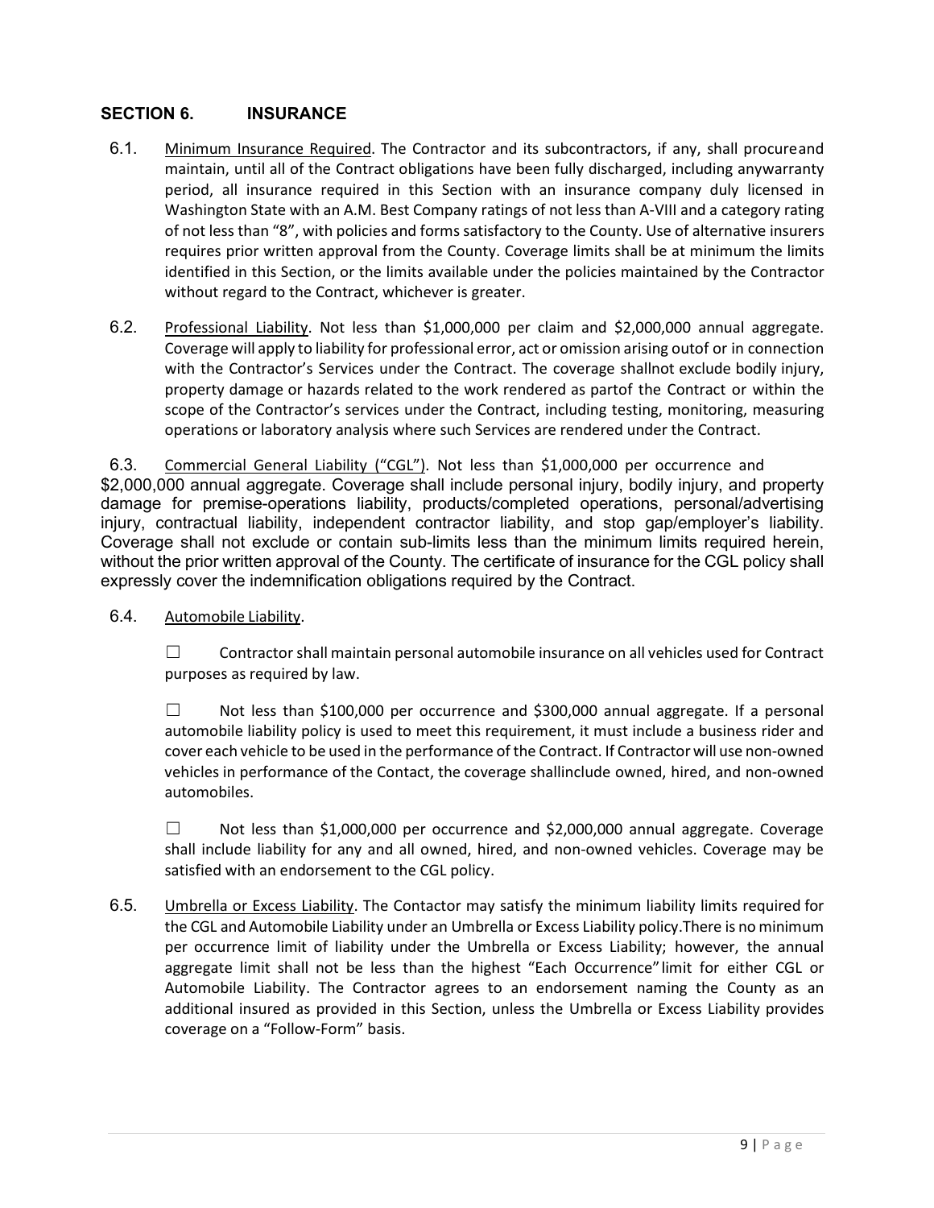## SECTION 6. INSURANCE

6.1. Minimum Insurance Required. The Contractor and its subcontractors, if any, shall procureand maintain, until all of the Contract obligations have been fully discharged, including anywarranty period, all insurance required in this Section with an insurance company duly licensed in Washington State with an A.M. Best Company ratings of not less than A-VIII and a category rating of not less than "8", with policies and forms satisfactory to the County. Use of alternative insurers requires prior written approval from the County. Coverage limits shall be at minimum the limits identified in this Section, or the limits available under the policies maintained by the Contractor without regard to the Contract, whichever is greater.

6.2. Professional Liability. Not less than $1,000,000 per claim and $2,000,000 annual aggregate. Coverage will apply to liability for professional error, act or omission arising outof or in connection with the Contractor's Services under the Contract. The coverage shallnot exclude bodily injury, property damage or hazards related to the work rendered as partof the Contract or within the scope of the Contractor's services under the Contract, including testing, monitoring, measuring operations or laboratory analysis where such Services are rendered under the Contract.

6.3. Commercial General Liability ("CGL"). Not less than $1,000,000 per occurrence and $2,000,000 annual aggregate. Coverage shall include personal injury, bodily injury, and property damage for premise-operations liability, products/completed operations, personal/advertising injury, contractual liability, independent contractor liability, and stop gap/employer's liability. Coverage shall not exclude or contain sub-limits less than the minimum limits required herein, without the prior written approval of the County. The certificate of insurance for the CGL policy shall expressly cover the indemnification obligations required by the Contract.

6.4. Automobile Liability.

☐ Contractor shall maintain personal automobile insurance on all vehicles used for Contract purposes as required by law.

☐ Not less than $100,000 per occurrence and $300,000 annual aggregate. If a personal automobile liability policy is used to meet this requirement, it must include a business rider and cover each vehicle to be used in the performance of the Contract. If Contractor will use non-owned vehicles in performance of the Contact, the coverage shallinclude owned, hired, and non-owned automobiles.

☐ Not less than $1,000,000 per occurrence and $2,000,000 annual aggregate. Coverage shall include liability for any and all owned, hired, and non-owned vehicles. Coverage may be satisfied with an endorsement to the CGL policy.

6.5. Umbrella or Excess Liability. The Contactor may satisfy the minimum liability limits required for the CGL and Automobile Liability under an Umbrella or Excess Liability policy.There is no minimum per occurrence limit of liability under the Umbrella or Excess Liability; however, the annual aggregate limit shall not be less than the highest "Each Occurrence" limit for either CGL or Automobile Liability. The Contractor agrees to an endorsement naming the County as an additional insured as provided in this Section, unless the Umbrella or Excess Liability provides coverage on a "Follow-Form" basis.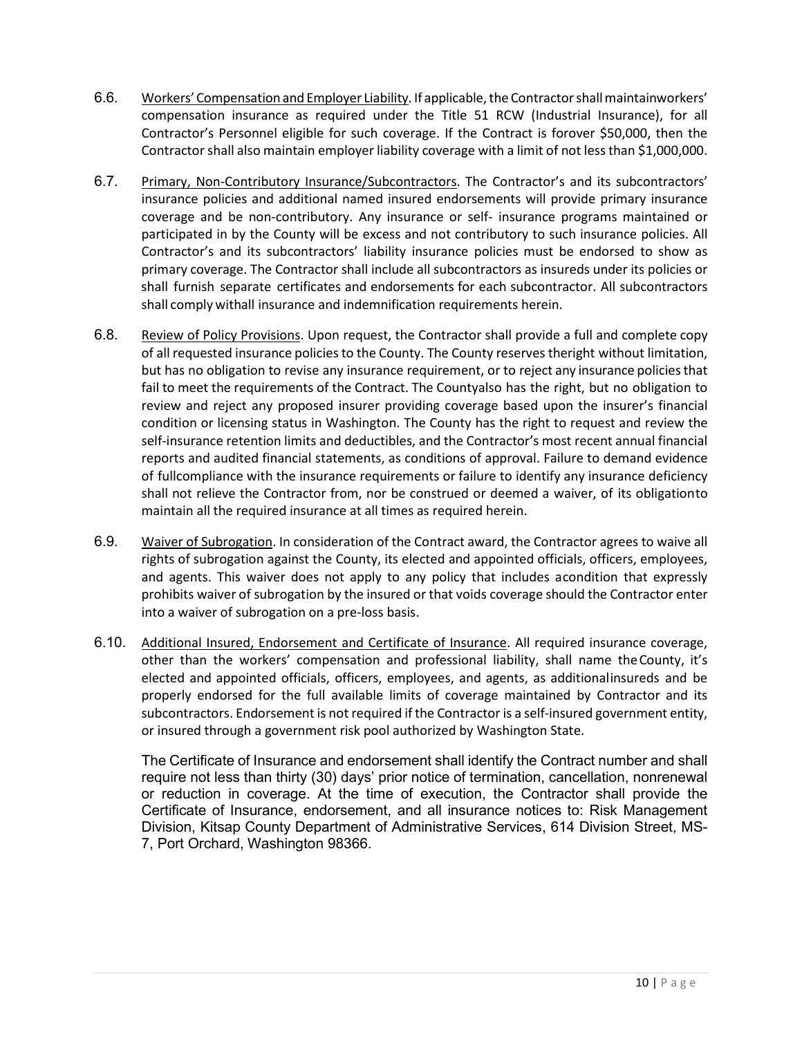6.6. Workers' Compensation and Employer Liability. If applicable, the Contractor shall maintainworkers' compensation insurance as required under the Title 51 RCW (Industrial Insurance), for all Contractor's Personnel eligible for such coverage. If the Contract is forover $50,000, then the Contractor shall also maintain employer liability coverage with a limit of not less than $1,000,000.

6.7. Primary, Non-Contributory Insurance/Subcontractors. The Contractor's and its subcontractors' insurance policies and additional named insured endorsements will provide primary insurance coverage and be non-contributory. Any insurance or self- insurance programs maintained or participated in by the County will be excess and not contributory to such insurance policies. All Contractor's and its subcontractors' liability insurance policies must be endorsed to show as primary coverage. The Contractor shall include all subcontractors as insureds under its policies or shall furnish separate certificates and endorsements for each subcontractor. All subcontractors shall comply withall insurance and indemnification requirements herein.

6.8. Review of Policy Provisions. Upon request, the Contractor shall provide a full and complete copy of all requested insurance policies to the County. The County reserves theright without limitation, but has no obligation to revise any insurance requirement, or to reject any insurance policies that fail to meet the requirements of the Contract. The Countyalso has the right, but no obligation to review and reject any proposed insurer providing coverage based upon the insurer's financial condition or licensing status in Washington. The County has the right to request and review the self-insurance retention limits and deductibles, and the Contractor's most recent annual financial reports and audited financial statements, as conditions of approval. Failure to demand evidence of fullcompliance with the insurance requirements or failure to identify any insurance deficiency shall not relieve the Contractor from, nor be construed or deemed a waiver, of its obligationto maintain all the required insurance at all times as required herein.

6.9. Waiver of Subrogation. In consideration of the Contract award, the Contractor agrees to waive all rights of subrogation against the County, its elected and appointed officials, officers, employees, and agents. This waiver does not apply to any policy that includes acondition that expressly prohibits waiver of subrogation by the insured or that voids coverage should the Contractor enter into a waiver of subrogation on a pre-loss basis.

6.10. Additional Insured, Endorsement and Certificate of Insurance. All required insurance coverage, other than the workers' compensation and professional liability, shall name theCounty, it's elected and appointed officials, officers, employees, and agents, as additionalinsureds and be properly endorsed for the full available limits of coverage maintained by Contractor and its subcontractors. Endorsement is not required if the Contractor is a self-insured government entity, or insured through a government risk pool authorized by Washington State.

The Certificate of Insurance and endorsement shall identify the Contract number and shall require not less than thirty (30) days' prior notice of termination, cancellation, nonrenewal or reduction in coverage. At the time of execution, the Contractor shall provide the Certificate of Insurance, endorsement, and all insurance notices to: Risk Management Division, Kitsap County Department of Administrative Services, 614 Division Street, MS-7, Port Orchard, Washington 98366.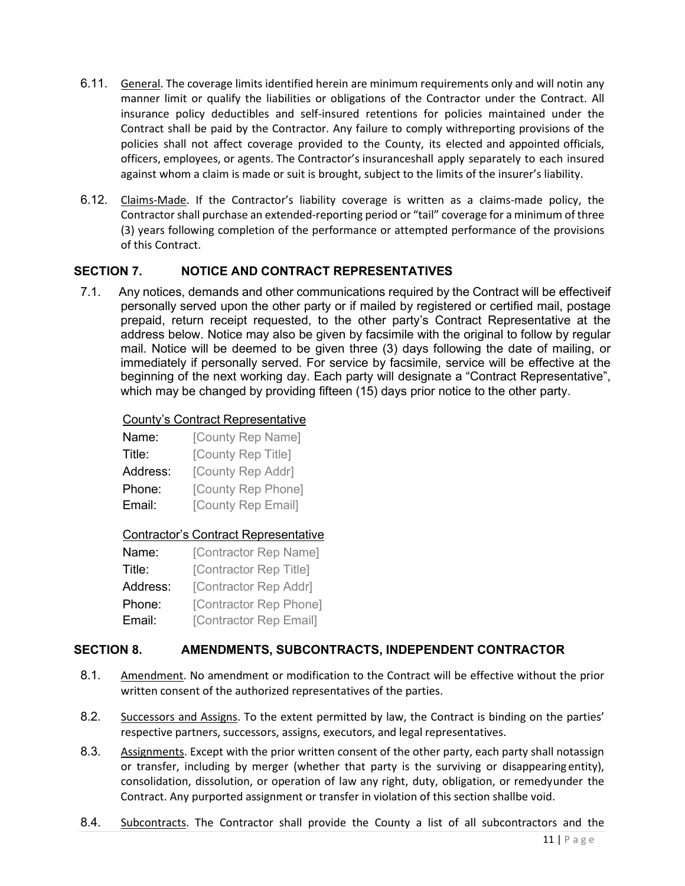6.11. General. The coverage limits identified herein are minimum requirements only and will notin any manner limit or qualify the liabilities or obligations of the Contractor under the Contract. All insurance policy deductibles and self-insured retentions for policies maintained under the Contract shall be paid by the Contractor. Any failure to comply withreporting provisions of the policies shall not affect coverage provided to the County, its elected and appointed officials, officers, employees, or agents. The Contractor's insuranceshall apply separately to each insured against whom a claim is made or suit is brought, subject to the limits of the insurer's liability.

6.12. Claims-Made. If the Contractor's liability coverage is written as a claims-made policy, the Contractor shall purchase an extended-reporting period or "tail" coverage for a minimum of three (3) years following completion of the performance or attempted performance of the provisions of this Contract.

## SECTION 7. NOTICE AND CONTRACT REPRESENTATIVES

7.1. Any notices, demands and other communications required by the Contract will be effectiveif personally served upon the other party or if mailed by registered or certified mail, postage prepaid, return receipt requested, to the other party's Contract Representative at the address below. Notice may also be given by facsimile with the original to follow by regular mail. Notice will be deemed to be given three (3) days following the date of mailing, or immediately if personally served. For service by facsimile, service will be effective at the beginning of the next working day. Each party will designate a "Contract Representative", which may be changed by providing fifteen (15) days prior notice to the other party.

County's Contract Representative

Name: [County Rep Name]
Title: [County Rep Title]
Address: [County Rep Addr]
Phone: [County Rep Phone]
Email: [County Rep Email]

Contractor's Contract Representative

Name: [Contractor Rep Name]
Title: [Contractor Rep Title]
Address: [Contractor Rep Addr]
Phone: [Contractor Rep Phone]
Email: [Contractor Rep Email]

## SECTION 8. AMENDMENTS, SUBCONTRACTS, INDEPENDENT CONTRACTOR

8.1. Amendment. No amendment or modification to the Contract will be effective without the prior written consent of the authorized representatives of the parties.

8.2. Successors and Assigns. To the extent permitted by law, the Contract is binding on the parties' respective partners, successors, assigns, executors, and legal representatives.

8.3. Assignments. Except with the prior written consent of the other party, each party shall notassign or transfer, including by merger (whether that party is the surviving or disappearing entity), consolidation, dissolution, or operation of law any right, duty, obligation, or remedyunder the Contract. Any purported assignment or transfer in violation of this section shallbe void.

8.4. Subcontracts. The Contractor shall provide the County a list of all subcontractors and the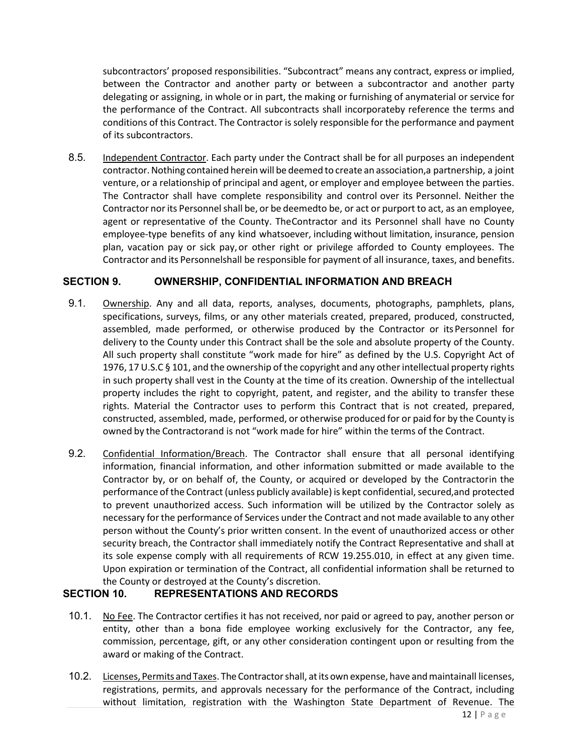subcontractors' proposed responsibilities. "Subcontract" means any contract, express or implied, between the Contractor and another party or between a subcontractor and another party delegating or assigning, in whole or in part, the making or furnishing of anymaterial or service for the performance of the Contract. All subcontracts shall incorporateby reference the terms and conditions of this Contract. The Contractor is solely responsible for the performance and payment of its subcontractors.

8.5. Independent Contractor. Each party under the Contract shall be for all purposes an independent contractor. Nothing contained herein will be deemed to create an association,a partnership, a joint venture, or a relationship of principal and agent, or employer and employee between the parties. The Contractor shall have complete responsibility and control over its Personnel. Neither the Contractor nor its Personnel shall be, or be deemedto be, or act or purport to act, as an employee, agent or representative of the County. TheContractor and its Personnel shall have no County employee-type benefits of any kind whatsoever, including without limitation, insurance, pension plan, vacation pay or sick pay, or other right or privilege afforded to County employees. The Contractor and its Personnelshall be responsible for payment of all insurance, taxes, and benefits.

## SECTION 9. OWNERSHIP, CONFIDENTIAL INFORMATION AND BREACH

9.1. Ownership. Any and all data, reports, analyses, documents, photographs, pamphlets, plans, specifications, surveys, films, or any other materials created, prepared, produced, constructed, assembled, made performed, or otherwise produced by the Contractor or its Personnel for delivery to the County under this Contract shall be the sole and absolute property of the County. All such property shall constitute "work made for hire" as defined by the U.S. Copyright Act of 1976, 17 U.S.C § 101, and the ownership of the copyright and any other intellectual property rights in such property shall vest in the County at the time of its creation. Ownership of the intellectual property includes the right to copyright, patent, and register, and the ability to transfer these rights. Material the Contractor uses to perform this Contract that is not created, prepared, constructed, assembled, made, performed, or otherwise produced for or paid for by the County is owned by the Contractorand is not "work made for hire" within the terms of the Contract.

9.2. Confidential Information/Breach. The Contractor shall ensure that all personal identifying information, financial information, and other information submitted or made available to the Contractor by, or on behalf of, the County, or acquired or developed by the Contractorin the performance of the Contract (unless publicly available) is kept confidential, secured,and protected to prevent unauthorized access. Such information will be utilized by the Contractor solely as necessary for the performance of Services under the Contract and not made available to any other person without the County's prior written consent. In the event of unauthorized access or other security breach, the Contractor shall immediately notify the Contract Representative and shall at its sole expense comply with all requirements of RCW 19.255.010, in effect at any given time. Upon expiration or termination of the Contract, all confidential information shall be returned to the County or destroyed at the County's discretion.

## SECTION 10. REPRESENTATIONS AND RECORDS

10.1. No Fee. The Contractor certifies it has not received, nor paid or agreed to pay, another person or entity, other than a bona fide employee working exclusively for the Contractor, any fee, commission, percentage, gift, or any other consideration contingent upon or resulting from the award or making of the Contract.

10.2. Licenses, Permits and Taxes. The Contractor shall, at its own expense, have and maintainall licenses, registrations, permits, and approvals necessary for the performance of the Contract, including without limitation, registration with the Washington State Department of Revenue. The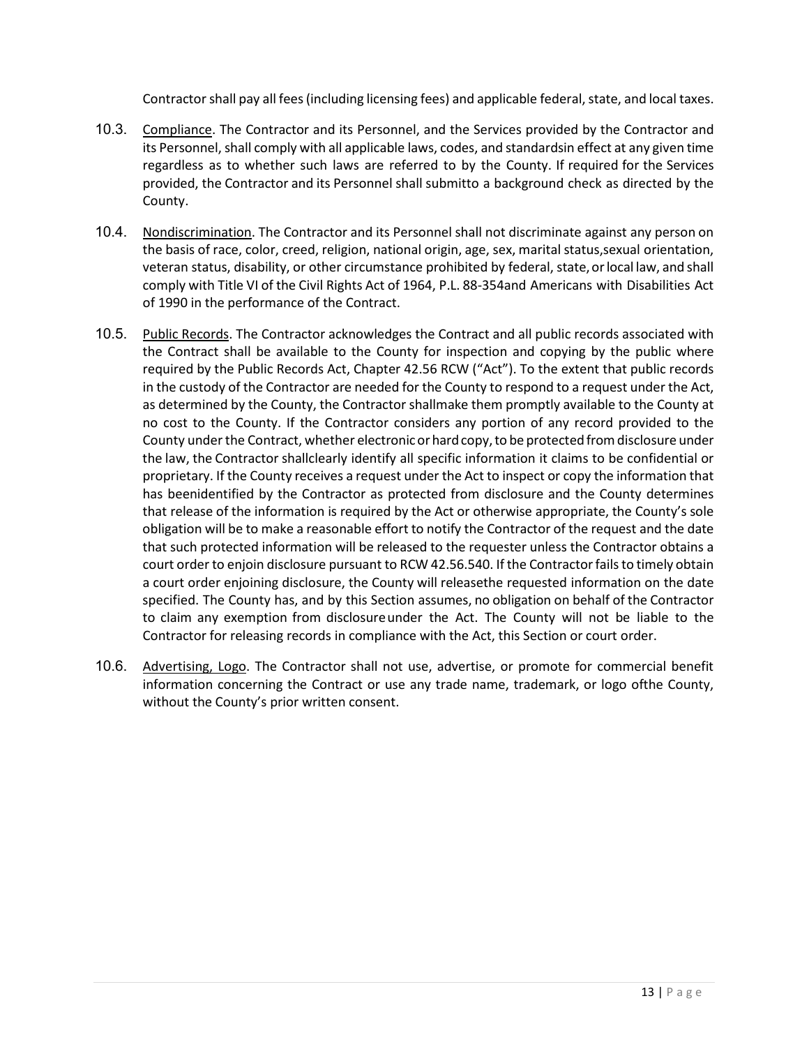Contractor shall pay all fees (including licensing fees) and applicable federal, state, and local taxes.

10.3. Compliance. The Contractor and its Personnel, and the Services provided by the Contractor and its Personnel, shall comply with all applicable laws, codes, and standardsin effect at any given time regardless as to whether such laws are referred to by the County. If required for the Services provided, the Contractor and its Personnel shall submitto a background check as directed by the County.

10.4. Nondiscrimination. The Contractor and its Personnel shall not discriminate against any person on the basis of race, color, creed, religion, national origin, age, sex, marital status,sexual orientation, veteran status, disability, or other circumstance prohibited by federal, state, or local law, and shall comply with Title VI of the Civil Rights Act of 1964, P.L. 88-354and Americans with Disabilities Act of 1990 in the performance of the Contract.

10.5. Public Records. The Contractor acknowledges the Contract and all public records associated with the Contract shall be available to the County for inspection and copying by the public where required by the Public Records Act, Chapter 42.56 RCW ("Act"). To the extent that public records in the custody of the Contractor are needed for the County to respond to a request under the Act, as determined by the County, the Contractor shallmake them promptly available to the County at no cost to the County. If the Contractor considers any portion of any record provided to the County under the Contract, whether electronic or hard copy, to be protected from disclosure under the law, the Contractor shallclearly identify all specific information it claims to be confidential or proprietary. If the County receives a request under the Act to inspect or copy the information that has beenidentified by the Contractor as protected from disclosure and the County determines that release of the information is required by the Act or otherwise appropriate, the County's sole obligation will be to make a reasonable effort to notify the Contractor of the request and the date that such protected information will be released to the requester unless the Contractor obtains a court order to enjoin disclosure pursuant to RCW 42.56.540. If the Contractor fails to timely obtain a court order enjoining disclosure, the County will releasethe requested information on the date specified. The County has, and by this Section assumes, no obligation on behalf of the Contractor to claim any exemption from disclosure under the Act. The County will not be liable to the Contractor for releasing records in compliance with the Act, this Section or court order.

10.6. Advertising, Logo. The Contractor shall not use, advertise, or promote for commercial benefit information concerning the Contract or use any trade name, trademark, or logo ofthe County, without the County's prior written consent.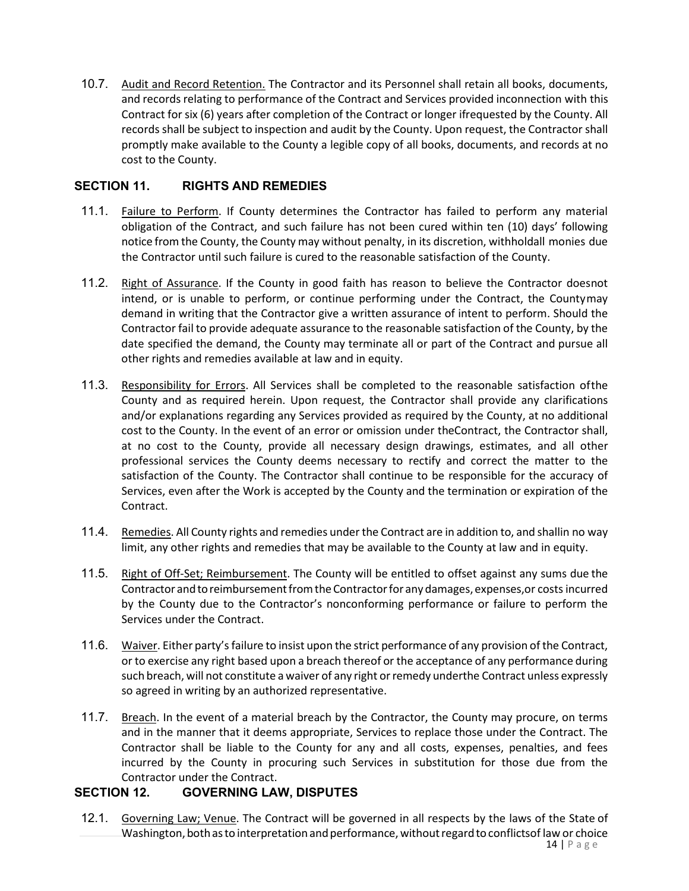10.7. Audit and Record Retention. The Contractor and its Personnel shall retain all books, documents, and records relating to performance of the Contract and Services provided inconnection with this Contract for six (6) years after completion of the Contract or longer ifrequested by the County. All records shall be subject to inspection and audit by the County. Upon request, the Contractor shall promptly make available to the County a legible copy of all books, documents, and records at no cost to the County.

## SECTION 11. RIGHTS AND REMEDIES

11.1. Failure to Perform. If County determines the Contractor has failed to perform any material obligation of the Contract, and such failure has not been cured within ten (10) days' following notice from the County, the County may without penalty, in its discretion, withholdall monies due the Contractor until such failure is cured to the reasonable satisfaction of the County.

11.2. Right of Assurance. If the County in good faith has reason to believe the Contractor doesnot intend, or is unable to perform, or continue performing under the Contract, the Countymay demand in writing that the Contractor give a written assurance of intent to perform. Should the Contractor fail to provide adequate assurance to the reasonable satisfaction of the County, by the date specified the demand, the County may terminate all or part of the Contract and pursue all other rights and remedies available at law and in equity.

11.3. Responsibility for Errors. All Services shall be completed to the reasonable satisfaction ofthe County and as required herein. Upon request, the Contractor shall provide any clarifications and/or explanations regarding any Services provided as required by the County, at no additional cost to the County. In the event of an error or omission under theContract, the Contractor shall, at no cost to the County, provide all necessary design drawings, estimates, and all other professional services the County deems necessary to rectify and correct the matter to the satisfaction of the County. The Contractor shall continue to be responsible for the accuracy of Services, even after the Work is accepted by the County and the termination or expiration of the Contract.

11.4. Remedies. All County rights and remedies under the Contract are in addition to, and shallin no way limit, any other rights and remedies that may be available to the County at law and in equity.

11.5. Right of Off-Set; Reimbursement. The County will be entitled to offset against any sums due the Contractor and to reimbursement from the Contractor for any damages, expenses,or costs incurred by the County due to the Contractor's nonconforming performance or failure to perform the Services under the Contract.

11.6. Waiver. Either party's failure to insist upon the strict performance of any provision of the Contract, or to exercise any right based upon a breach thereof or the acceptance of any performance during such breach, will not constitute a waiver of any right or remedy underthe Contract unless expressly so agreed in writing by an authorized representative.

11.7. Breach. In the event of a material breach by the Contractor, the County may procure, on terms and in the manner that it deems appropriate, Services to replace those under the Contract. The Contractor shall be liable to the County for any and all costs, expenses, penalties, and fees incurred by the County in procuring such Services in substitution for those due from the Contractor under the Contract.

## SECTION 12. GOVERNING LAW, DISPUTES

12.1. Governing Law; Venue. The Contract will be governed in all respects by the laws of the State of Washington, both as to interpretation and performance, without regard to conflictsof law or choice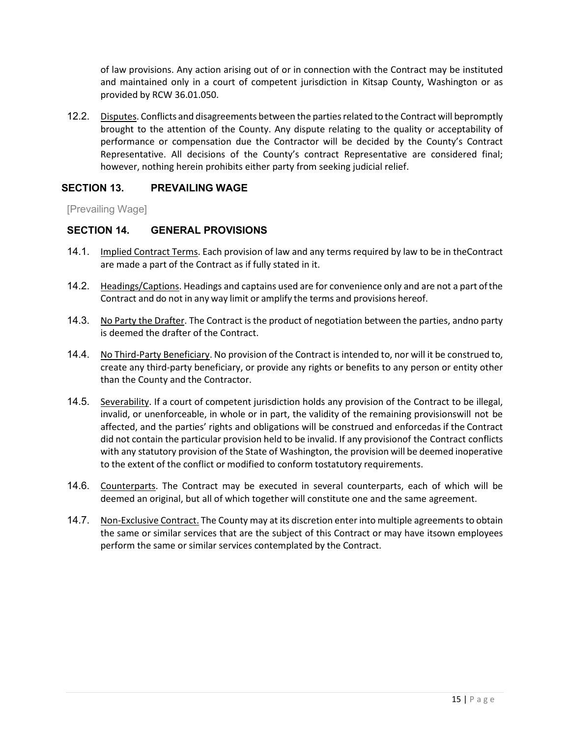of law provisions. Any action arising out of or in connection with the Contract may be instituted and maintained only in a court of competent jurisdiction in Kitsap County, Washington or as provided by RCW 36.01.050.

12.2. Disputes. Conflicts and disagreements between the parties related to the Contract will bepromptly brought to the attention of the County. Any dispute relating to the quality or acceptability of performance or compensation due the Contractor will be decided by the County's Contract Representative. All decisions of the County's contract Representative are considered final; however, nothing herein prohibits either party from seeking judicial relief.

## SECTION 13. PREVAILING WAGE

[Prevailing Wage]

## SECTION 14. GENERAL PROVISIONS

14.1. Implied Contract Terms. Each provision of law and any terms required by law to be in theContract are made a part of the Contract as if fully stated in it.

14.2. Headings/Captions. Headings and captains used are for convenience only and are not a part of the Contract and do not in any way limit or amplify the terms and provisions hereof.

14.3. No Party the Drafter. The Contract is the product of negotiation between the parties, andno party is deemed the drafter of the Contract.

14.4. No Third-Party Beneficiary. No provision of the Contract is intended to, nor will it be construed to, create any third-party beneficiary, or provide any rights or benefits to any person or entity other than the County and the Contractor.

14.5. Severability. If a court of competent jurisdiction holds any provision of the Contract to be illegal, invalid, or unenforceable, in whole or in part, the validity of the remaining provisionswill not be affected, and the parties' rights and obligations will be construed and enforcedas if the Contract did not contain the particular provision held to be invalid. If any provisionof the Contract conflicts with any statutory provision of the State of Washington, the provision will be deemed inoperative to the extent of the conflict or modified to conform tostatutory requirements.

14.6. Counterparts. The Contract may be executed in several counterparts, each of which will be deemed an original, but all of which together will constitute one and the same agreement.

14.7. Non-Exclusive Contract. The County may at its discretion enter into multiple agreements to obtain the same or similar services that are the subject of this Contract or may have itsown employees perform the same or similar services contemplated by the Contract.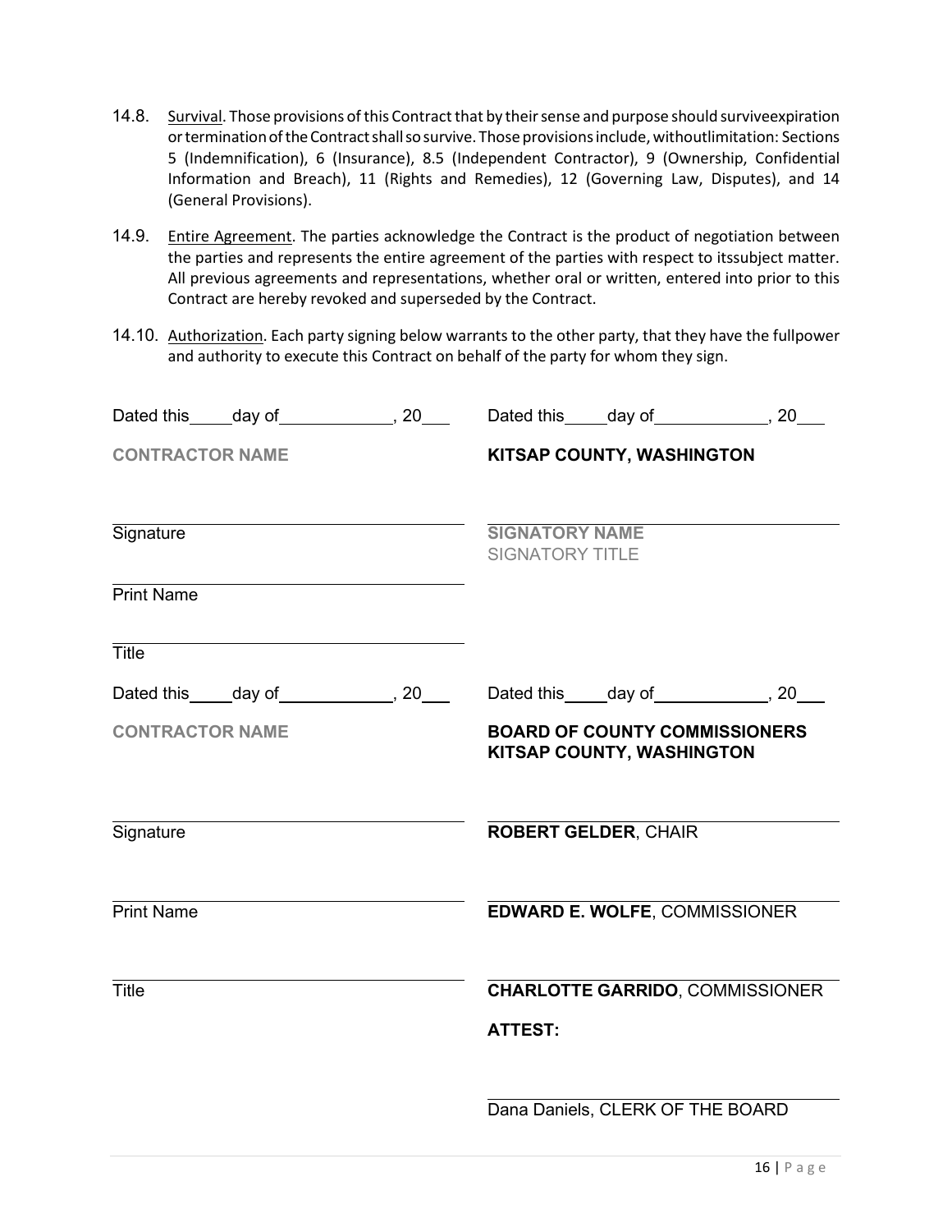14.8. Survival. Those provisions of this Contract that by their sense and purpose should surviveexpiration or termination of the Contract shall so survive. Those provisions include, withoutlimitation: Sections 5 (Indemnification), 6 (Insurance), 8.5 (Independent Contractor), 9 (Ownership, Confidential Information and Breach), 11 (Rights and Remedies), 12 (Governing Law, Disputes), and 14 (General Provisions).

14.9. Entire Agreement. The parties acknowledge the Contract is the product of negotiation between the parties and represents the entire agreement of the parties with respect to itssubject matter. All previous agreements and representations, whether oral or written, entered into prior to this Contract are hereby revoked and superseded by the Contract.

14.10. Authorization. Each party signing below warrants to the other party, that they have the fullpower and authority to execute this Contract on behalf of the party for whom they sign.

Dated this\_\_\_\_\_day of\_\_\_\_\_\_\_\_\_\_\_\_, 20\_\_\_

**CONTRACTOR NAME**

\_\_\_\_\_\_\_\_\_\_\_\_\_\_\_\_\_\_\_\_\_\_\_\_\_\_\_\_\_\_\_\_
Signature

\_\_\_\_\_\_\_\_\_\_\_\_\_\_\_\_\_\_\_\_\_\_\_\_\_\_\_\_\_\_\_\_
Print Name

\_\_\_\_\_\_\_\_\_\_\_\_\_\_\_\_\_\_\_\_\_\_\_\_\_\_\_\_\_\_\_\_
Title

Dated this\_\_\_\_\_day of\_\_\_\_\_\_\_\_\_\_\_\_, 20\_\_\_

**KITSAP COUNTY, WASHINGTON**

\_\_\_\_\_\_\_\_\_\_\_\_\_\_\_\_\_\_\_\_\_\_\_\_\_\_\_\_\_\_\_\_
**SIGNATORY NAME**
SIGNATORY TITLE

Dated this\_\_\_\_\_day of\_\_\_\_\_\_\_\_\_\_\_\_, 20\_\_\_

**CONTRACTOR NAME**

\_\_\_\_\_\_\_\_\_\_\_\_\_\_\_\_\_\_\_\_\_\_\_\_\_\_\_\_\_\_\_\_
Signature

\_\_\_\_\_\_\_\_\_\_\_\_\_\_\_\_\_\_\_\_\_\_\_\_\_\_\_\_\_\_\_\_
Print Name

\_\_\_\_\_\_\_\_\_\_\_\_\_\_\_\_\_\_\_\_\_\_\_\_\_\_\_\_\_\_\_\_
Title

Dated this\_\_\_\_\_day of\_\_\_\_\_\_\_\_\_\_\_\_, 20\_\_\_

**BOARD OF COUNTY COMMISSIONERS**
**KITSAP COUNTY, WASHINGTON**

\_\_\_\_\_\_\_\_\_\_\_\_\_\_\_\_\_\_\_\_\_\_\_\_\_\_\_\_\_\_\_\_
**ROBERT GELDER**, CHAIR

\_\_\_\_\_\_\_\_\_\_\_\_\_\_\_\_\_\_\_\_\_\_\_\_\_\_\_\_\_\_\_\_
**EDWARD E. WOLFE**, COMMISSIONER

\_\_\_\_\_\_\_\_\_\_\_\_\_\_\_\_\_\_\_\_\_\_\_\_\_\_\_\_\_\_\_\_
**CHARLOTTE GARRIDO**, COMMISSIONER

**ATTEST:**

\_\_\_\_\_\_\_\_\_\_\_\_\_\_\_\_\_\_\_\_\_\_\_\_\_\_\_\_\_\_\_\_
Dana Daniels, CLERK OF THE BOARD